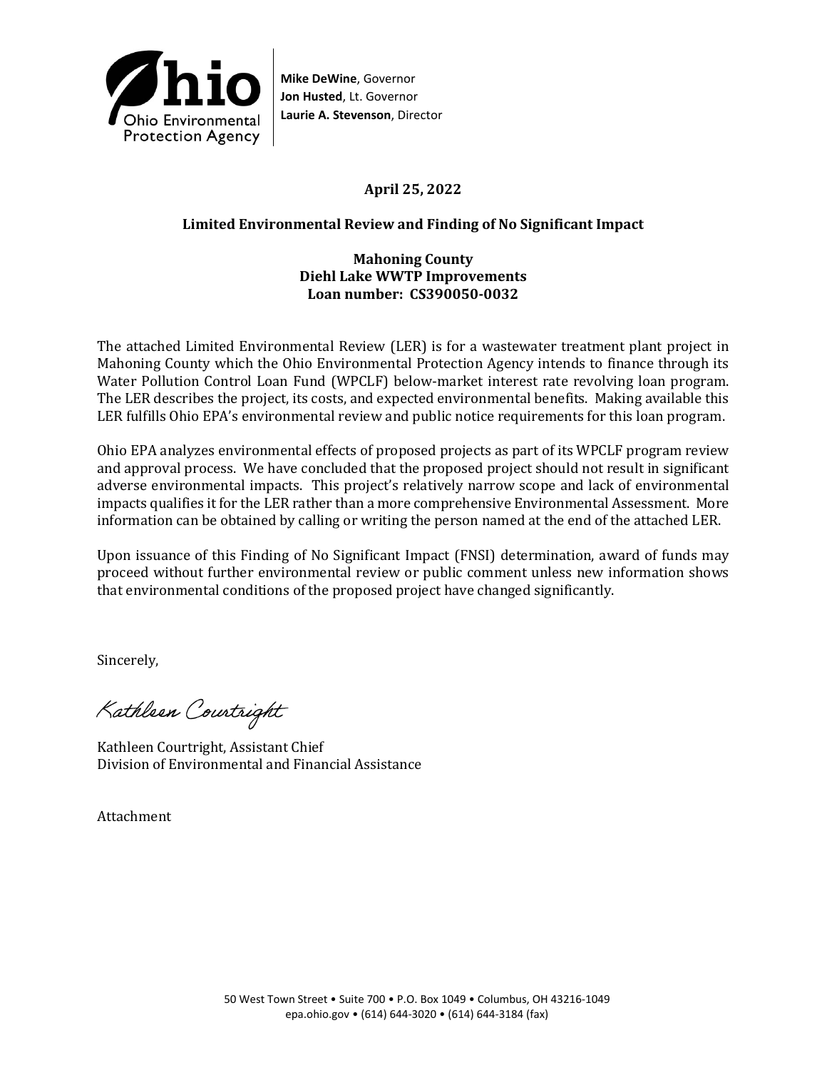Ohio Environmental Protection Agency

**Mike DeWine**, Governor
**Jon Husted**, Lt. Governor
**Laurie A. Stevenson**, Director

**April 25, 2022**

**Limited Environmental Review and Finding of No Significant Impact**

**Mahoning County**
**Diehl Lake WWTP Improvements**
**Loan number: CS390050-0032**

The attached Limited Environmental Review (LER) is for a wastewater treatment plant project in Mahoning County which the Ohio Environmental Protection Agency intends to finance through its Water Pollution Control Loan Fund (WPCLF) below-market interest rate revolving loan program. The LER describes the project, its costs, and expected environmental benefits. Making available this LER fulfills Ohio EPA's environmental review and public notice requirements for this loan program.

Ohio EPA analyzes environmental effects of proposed projects as part of its WPCLF program review and approval process. We have concluded that the proposed project should not result in significant adverse environmental impacts. This project's relatively narrow scope and lack of environmental impacts qualifies it for the LER rather than a more comprehensive Environmental Assessment. More information can be obtained by calling or writing the person named at the end of the attached LER.

Upon issuance of this Finding of No Significant Impact (FNSI) determination, award of funds may proceed without further environmental review or public comment unless new information shows that environmental conditions of the proposed project have changed significantly.

Sincerely,

Kathleen Courtright

Kathleen Courtright, Assistant Chief
Division of Environmental and Financial Assistance

Attachment

50 West Town Street • Suite 700 • P.O. Box 1049 • Columbus, OH 43216-1049
epa.ohio.gov • (614) 644-3020 • (614) 644-3184 (fax)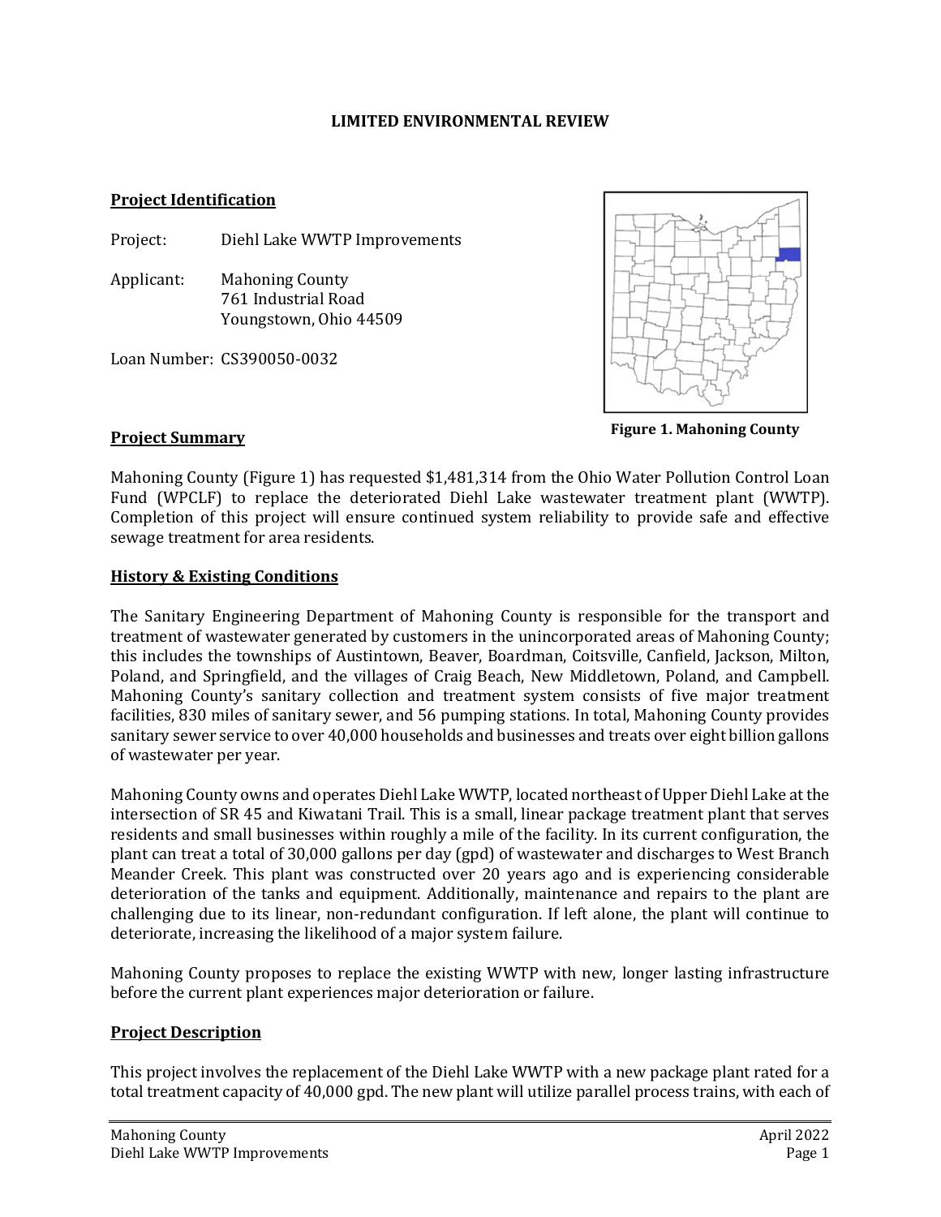**LIMITED ENVIRONMENTAL REVIEW**

**Project Identification**

Project: Diehl Lake WWTP Improvements

Applicant: Mahoning County
761 Industrial Road
Youngstown, Ohio 44509

Loan Number: CS390050-0032

**Figure 1. Mahoning County**

**Project Summary**

Mahoning County (Figure 1) has requested $1,481,314 from the Ohio Water Pollution Control Loan Fund (WPCLF) to replace the deteriorated Diehl Lake wastewater treatment plant (WWTP). Completion of this project will ensure continued system reliability to provide safe and effective sewage treatment for area residents.

**History & Existing Conditions**

The Sanitary Engineering Department of Mahoning County is responsible for the transport and treatment of wastewater generated by customers in the unincorporated areas of Mahoning County; this includes the townships of Austintown, Beaver, Boardman, Coitsville, Canfield, Jackson, Milton, Poland, and Springfield, and the villages of Craig Beach, New Middletown, Poland, and Campbell. Mahoning County's sanitary collection and treatment system consists of five major treatment facilities, 830 miles of sanitary sewer, and 56 pumping stations. In total, Mahoning County provides sanitary sewer service to over 40,000 households and businesses and treats over eight billion gallons of wastewater per year.

Mahoning County owns and operates Diehl Lake WWTP, located northeast of Upper Diehl Lake at the intersection of SR 45 and Kiwatani Trail. This is a small, linear package treatment plant that serves residents and small businesses within roughly a mile of the facility. In its current configuration, the plant can treat a total of 30,000 gallons per day (gpd) of wastewater and discharges to West Branch Meander Creek. This plant was constructed over 20 years ago and is experiencing considerable deterioration of the tanks and equipment. Additionally, maintenance and repairs to the plant are challenging due to its linear, non-redundant configuration. If left alone, the plant will continue to deteriorate, increasing the likelihood of a major system failure.

Mahoning County proposes to replace the existing WWTP with new, longer lasting infrastructure before the current plant experiences major deterioration or failure.

**Project Description**

This project involves the replacement of the Diehl Lake WWTP with a new package plant rated for a total treatment capacity of 40,000 gpd. The new plant will utilize parallel process trains, with each of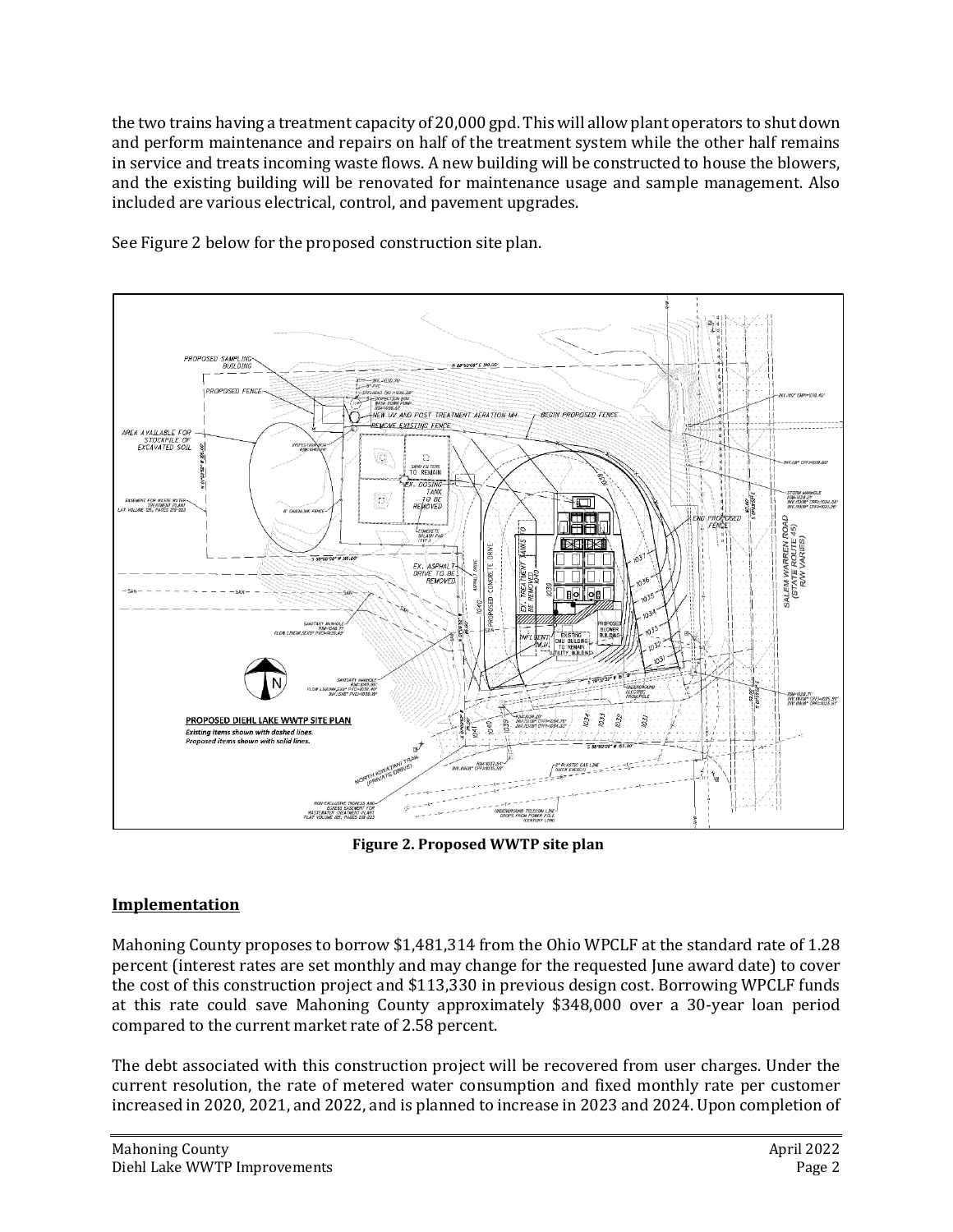the two trains having a treatment capacity of 20,000 gpd. This will allow plant operators to shut down and perform maintenance and repairs on half of the treatment system while the other half remains in service and treats incoming waste flows. A new building will be constructed to house the blowers, and the existing building will be renovated for maintenance usage and sample management. Also included are various electrical, control, and pavement upgrades.

See Figure 2 below for the proposed construction site plan.

**Figure 2. Proposed WWTP site plan**

## Implementation

Mahoning County proposes to borrow $1,481,314 from the Ohio WPCLF at the standard rate of 1.28 percent (interest rates are set monthly and may change for the requested June award date) to cover the cost of this construction project and $113,330 in previous design cost. Borrowing WPCLF funds at this rate could save Mahoning County approximately $348,000 over a 30-year loan period compared to the current market rate of 2.58 percent.

The debt associated with this construction project will be recovered from user charges. Under the current resolution, the rate of metered water consumption and fixed monthly rate per customer increased in 2020, 2021, and 2022, and is planned to increase in 2023 and 2024. Upon completion of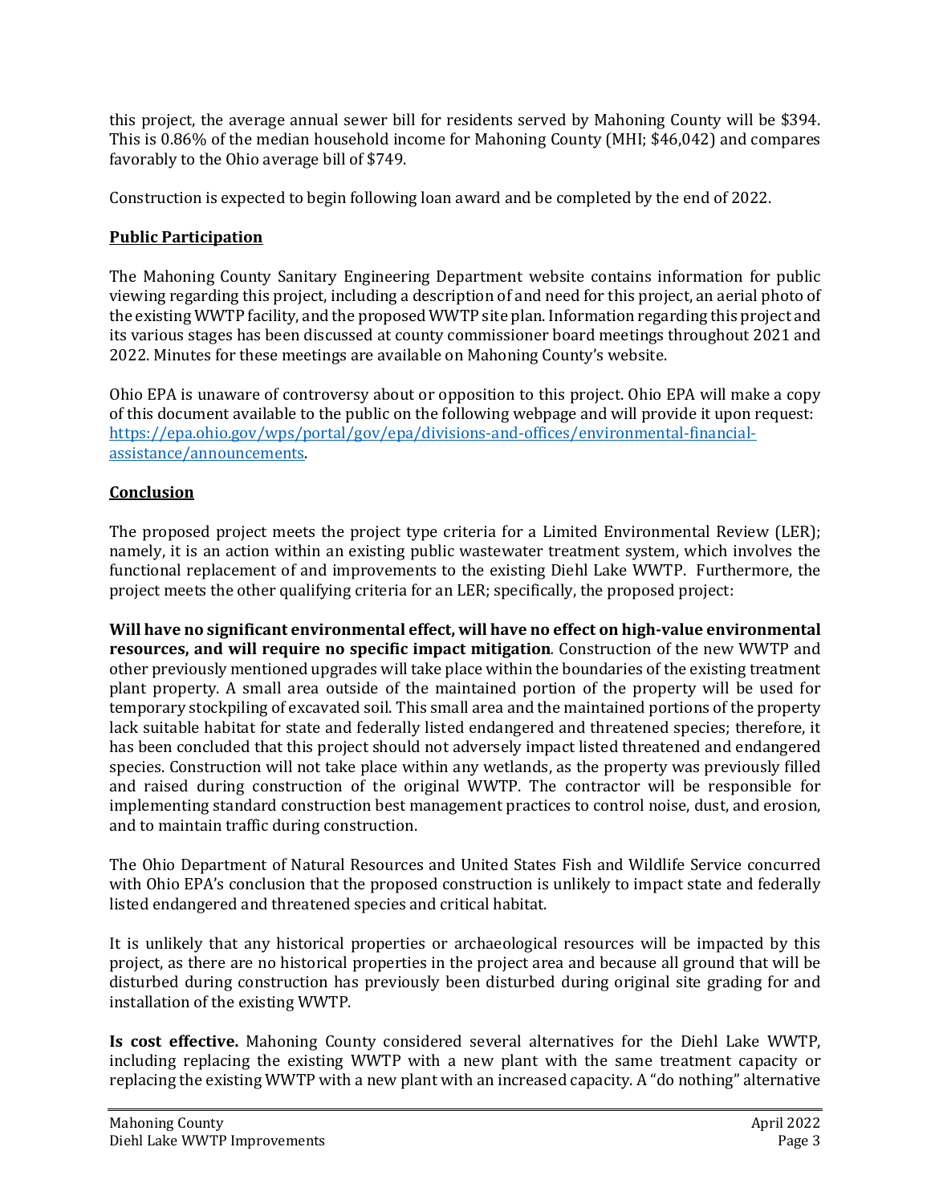this project, the average annual sewer bill for residents served by Mahoning County will be $394. This is 0.86% of the median household income for Mahoning County (MHI; $46,042) and compares favorably to the Ohio average bill of $749.

Construction is expected to begin following loan award and be completed by the end of 2022.

## Public Participation

The Mahoning County Sanitary Engineering Department website contains information for public viewing regarding this project, including a description of and need for this project, an aerial photo of the existing WWTP facility, and the proposed WWTP site plan. Information regarding this project and its various stages has been discussed at county commissioner board meetings throughout 2021 and 2022. Minutes for these meetings are available on Mahoning County's website.

Ohio EPA is unaware of controversy about or opposition to this project. Ohio EPA will make a copy of this document available to the public on the following webpage and will provide it upon request: [https://epa.ohio.gov/wps/portal/gov/epa/divisions-and-offices/environmental-financial-assistance/announcements](https://epa.ohio.gov/wps/portal/gov/epa/divisions-and-offices/environmental-financial-assistance/announcements).

## Conclusion

The proposed project meets the project type criteria for a Limited Environmental Review (LER); namely, it is an action within an existing public wastewater treatment system, which involves the functional replacement of and improvements to the existing Diehl Lake WWTP. Furthermore, the project meets the other qualifying criteria for an LER; specifically, the proposed project:

**Will have no significant environmental effect, will have no effect on high-value environmental resources, and will require no specific impact mitigation***.* Construction of the new WWTP and other previously mentioned upgrades will take place within the boundaries of the existing treatment plant property. A small area outside of the maintained portion of the property will be used for temporary stockpiling of excavated soil. This small area and the maintained portions of the property lack suitable habitat for state and federally listed endangered and threatened species; therefore, it has been concluded that this project should not adversely impact listed threatened and endangered species. Construction will not take place within any wetlands, as the property was previously filled and raised during construction of the original WWTP. The contractor will be responsible for implementing standard construction best management practices to control noise, dust, and erosion, and to maintain traffic during construction.

The Ohio Department of Natural Resources and United States Fish and Wildlife Service concurred with Ohio EPA's conclusion that the proposed construction is unlikely to impact state and federally listed endangered and threatened species and critical habitat.

It is unlikely that any historical properties or archaeological resources will be impacted by this project, as there are no historical properties in the project area and because all ground that will be disturbed during construction has previously been disturbed during original site grading for and installation of the existing WWTP.

**Is cost effective.** Mahoning County considered several alternatives for the Diehl Lake WWTP, including replacing the existing WWTP with a new plant with the same treatment capacity or replacing the existing WWTP with a new plant with an increased capacity. A "do nothing" alternative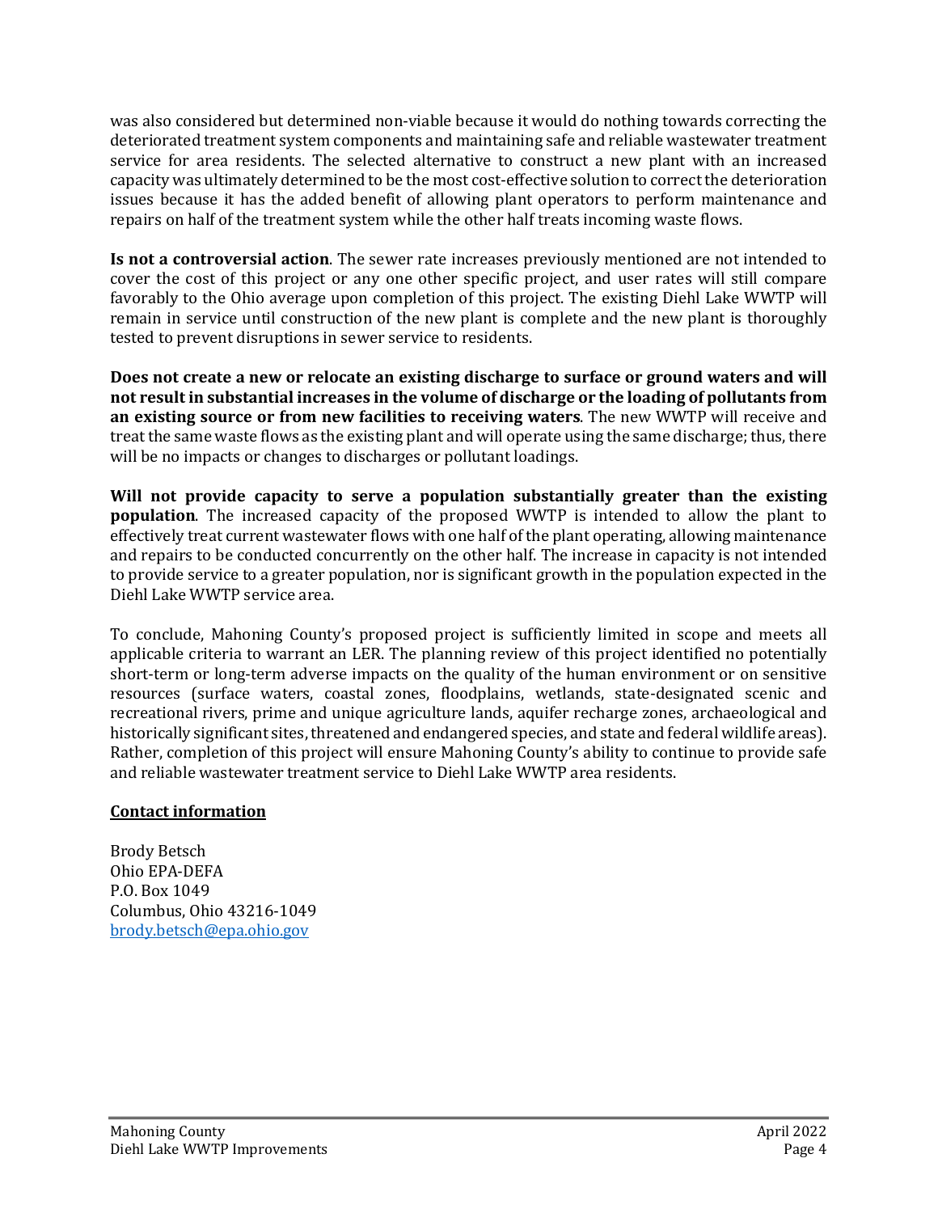was also considered but determined non-viable because it would do nothing towards correcting the deteriorated treatment system components and maintaining safe and reliable wastewater treatment service for area residents. The selected alternative to construct a new plant with an increased capacity was ultimately determined to be the most cost-effective solution to correct the deterioration issues because it has the added benefit of allowing plant operators to perform maintenance and repairs on half of the treatment system while the other half treats incoming waste flows.

**Is not a controversial action**. The sewer rate increases previously mentioned are not intended to cover the cost of this project or any one other specific project, and user rates will still compare favorably to the Ohio average upon completion of this project. The existing Diehl Lake WWTP will remain in service until construction of the new plant is complete and the new plant is thoroughly tested to prevent disruptions in sewer service to residents.

**Does not create a new or relocate an existing discharge to surface or ground waters and will not result in substantial increases in the volume of discharge or the loading of pollutants from an existing source or from new facilities to receiving waters**. The new WWTP will receive and treat the same waste flows as the existing plant and will operate using the same discharge; thus, there will be no impacts or changes to discharges or pollutant loadings.

**Will not provide capacity to serve a population substantially greater than the existing population**. The increased capacity of the proposed WWTP is intended to allow the plant to effectively treat current wastewater flows with one half of the plant operating, allowing maintenance and repairs to be conducted concurrently on the other half. The increase in capacity is not intended to provide service to a greater population, nor is significant growth in the population expected in the Diehl Lake WWTP service area.

To conclude, Mahoning County's proposed project is sufficiently limited in scope and meets all applicable criteria to warrant an LER. The planning review of this project identified no potentially short-term or long-term adverse impacts on the quality of the human environment or on sensitive resources (surface waters, coastal zones, floodplains, wetlands, state-designated scenic and recreational rivers, prime and unique agriculture lands, aquifer recharge zones, archaeological and historically significant sites, threatened and endangered species, and state and federal wildlife areas). Rather, completion of this project will ensure Mahoning County's ability to continue to provide safe and reliable wastewater treatment service to Diehl Lake WWTP area residents.

**Contact information**

Brody Betsch
Ohio EPA-DEFA
P.O. Box 1049
Columbus, Ohio 43216-1049
brody.betsch@epa.ohio.gov